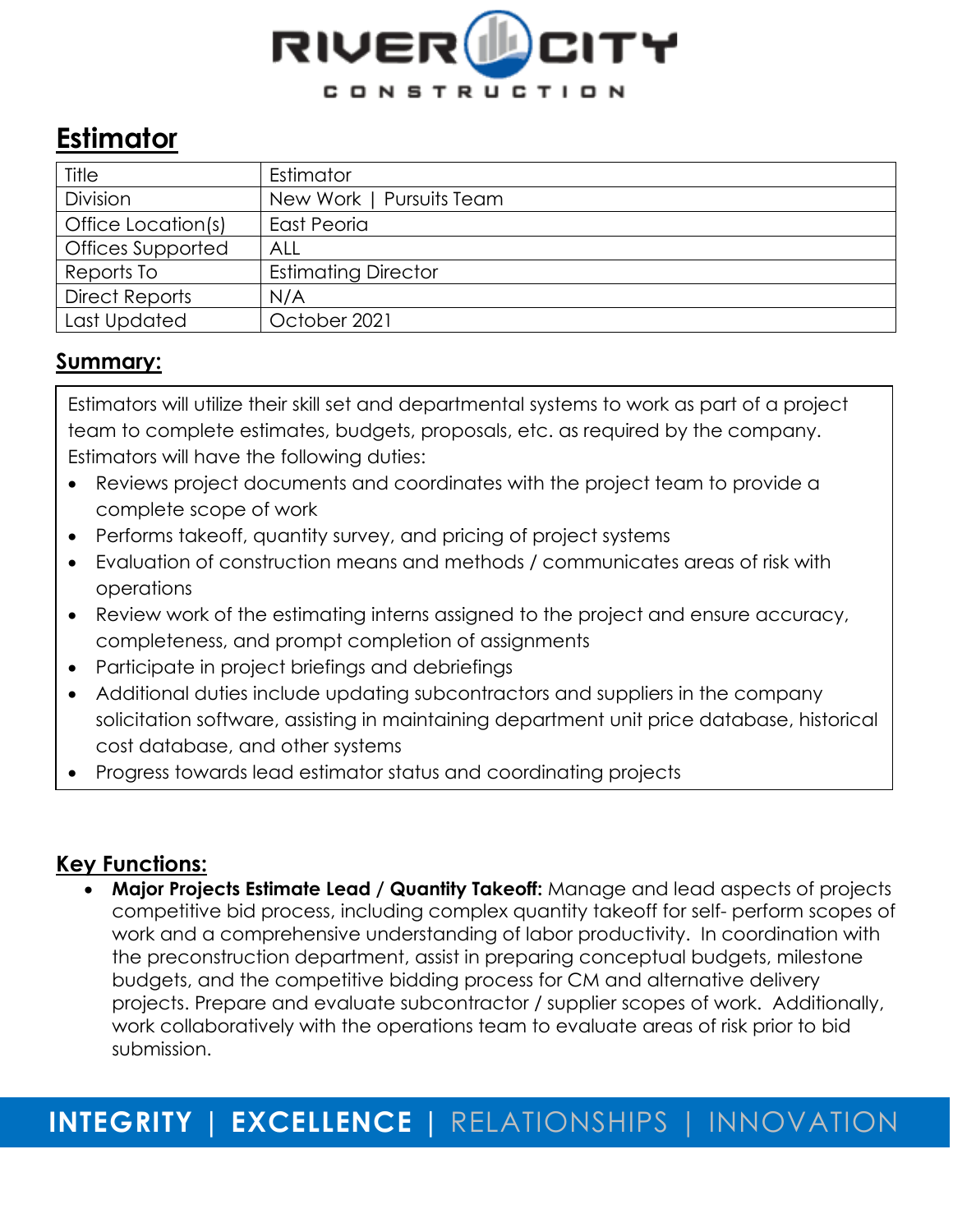# Estimator

| | |
|---|---|
| Title | Estimator |
| Division | New Work \| Pursuits Team |
| Office Location(s) | East Peoria |
| Offices Supported | ALL |
| Reports To | Estimating Director |
| Direct Reports | N/A |
| Last Updated | October 2021 |

## Summary:

Estimators will utilize their skill set and departmental systems to work as part of a project team to complete estimates, budgets, proposals, etc. as required by the company. Estimators will have the following duties:

- Reviews project documents and coordinates with the project team to provide a complete scope of work
- Performs takeoff, quantity survey, and pricing of project systems
- Evaluation of construction means and methods / communicates areas of risk with operations
- Review work of the estimating interns assigned to the project and ensure accuracy, completeness, and prompt completion of assignments
- Participate in project briefings and debriefings
- Additional duties include updating subcontractors and suppliers in the company solicitation software, assisting in maintaining department unit price database, historical cost database, and other systems
- Progress towards lead estimator status and coordinating projects

## Key Functions:

- **Major Projects Estimate Lead / Quantity Takeoff:** Manage and lead aspects of projects competitive bid process, including complex quantity takeoff for self- perform scopes of work and a comprehensive understanding of labor productivity. In coordination with the preconstruction department, assist in preparing conceptual budgets, milestone budgets, and the competitive bidding process for CM and alternative delivery projects. Prepare and evaluate subcontractor / supplier scopes of work. Additionally, work collaboratively with the operations team to evaluate areas of risk prior to bid submission.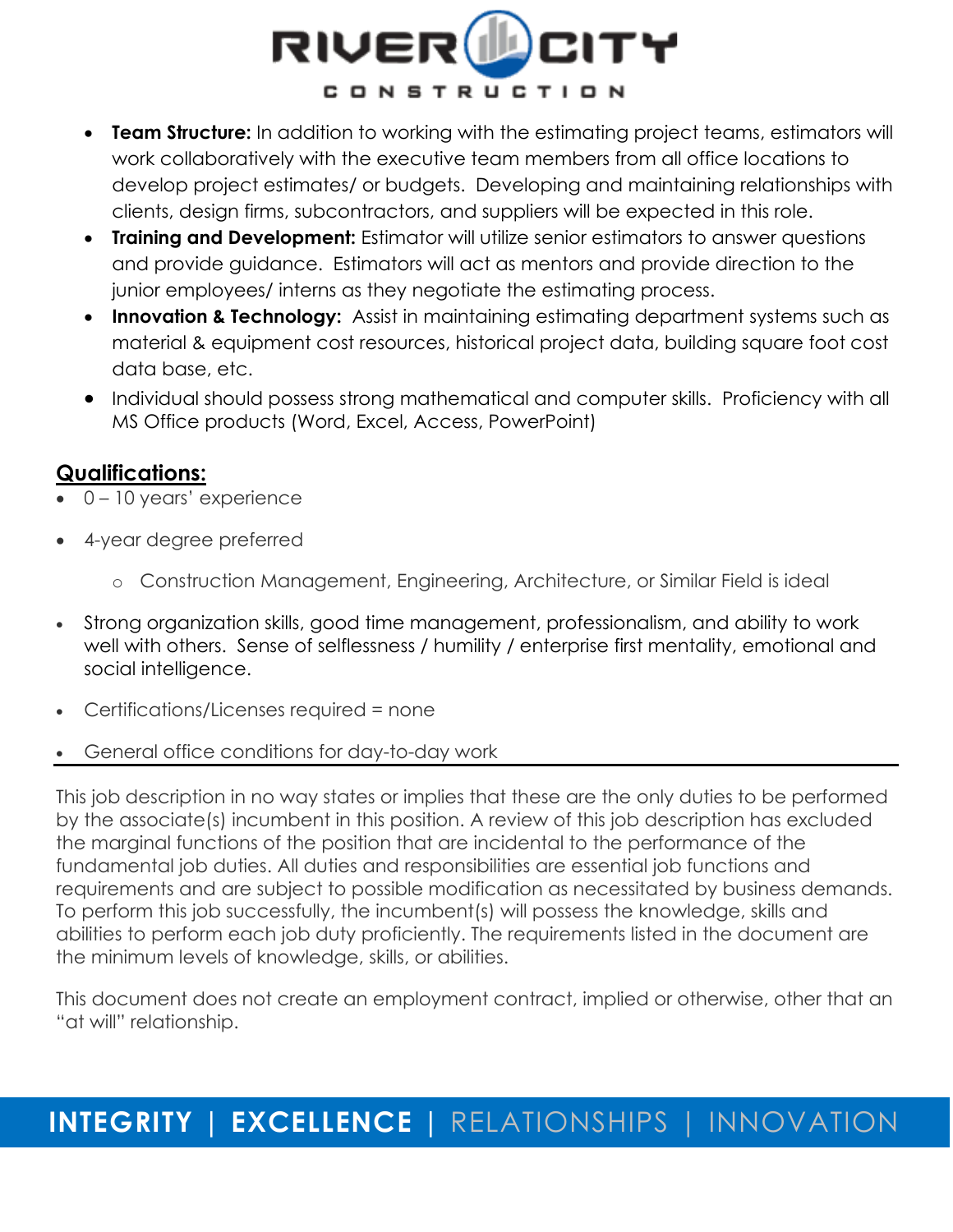- **Team Structure:** In addition to working with the estimating project teams, estimators will work collaboratively with the executive team members from all office locations to develop project estimates/ or budgets. Developing and maintaining relationships with clients, design firms, subcontractors, and suppliers will be expected in this role.
- **Training and Development:** Estimator will utilize senior estimators to answer questions and provide guidance. Estimators will act as mentors and provide direction to the junior employees/ interns as they negotiate the estimating process.
- **Innovation & Technology:** Assist in maintaining estimating department systems such as material & equipment cost resources, historical project data, building square foot cost data base, etc.
- Individual should possess strong mathematical and computer skills. Proficiency with all MS Office products (Word, Excel, Access, PowerPoint)

## Qualifications:

- 0 – 10 years' experience
- 4-year degree preferred
  - Construction Management, Engineering, Architecture, or Similar Field is ideal
- Strong organization skills, good time management, professionalism, and ability to work well with others. Sense of selflessness / humility / enterprise first mentality, emotional and social intelligence.
- Certifications/Licenses required = none
- General office conditions for day-to-day work

---

This job description in no way states or implies that these are the only duties to be performed by the associate(s) incumbent in this position. A review of this job description has excluded the marginal functions of the position that are incidental to the performance of the fundamental job duties. All duties and responsibilities are essential job functions and requirements and are subject to possible modification as necessitated by business demands. To perform this job successfully, the incumbent(s) will possess the knowledge, skills and abilities to perform each job duty proficiently. The requirements listed in the document are the minimum levels of knowledge, skills, or abilities.

This document does not create an employment contract, implied or otherwise, other that an "at will" relationship.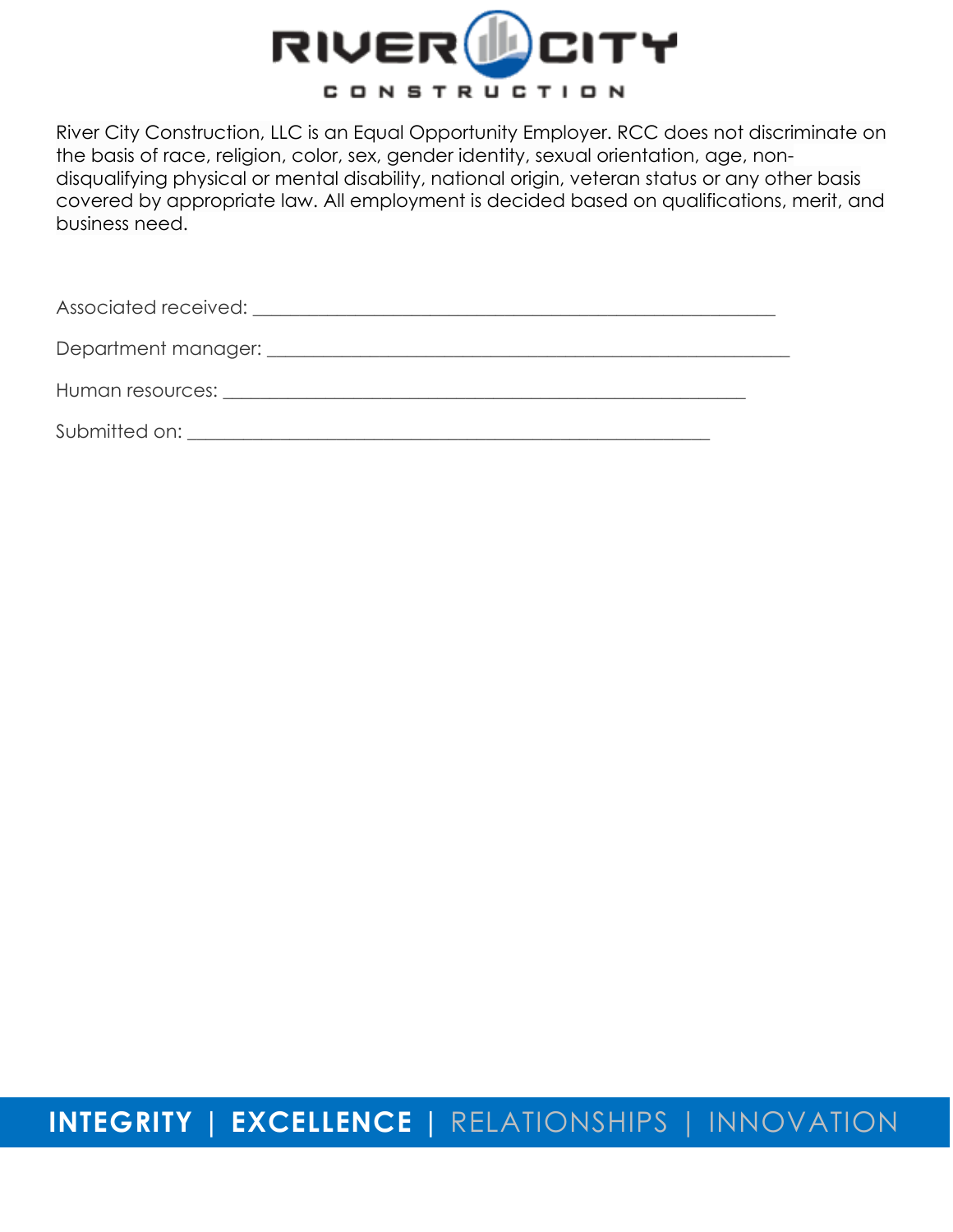River City Construction, LLC is an Equal Opportunity Employer. RCC does not discriminate on the basis of race, religion, color, sex, gender identity, sexual orientation, age, non-disqualifying physical or mental disability, national origin, veteran status or any other basis covered by appropriate law. All employment is decided based on qualifications, merit, and business need.

Associated received: ______________________________________________________

Department manager: ______________________________________________________

Human resources: ______________________________________________________

Submitted on: ______________________________________________________

**INTEGRITY | EXCELLENCE |** RELATIONSHIPS | INNOVATION